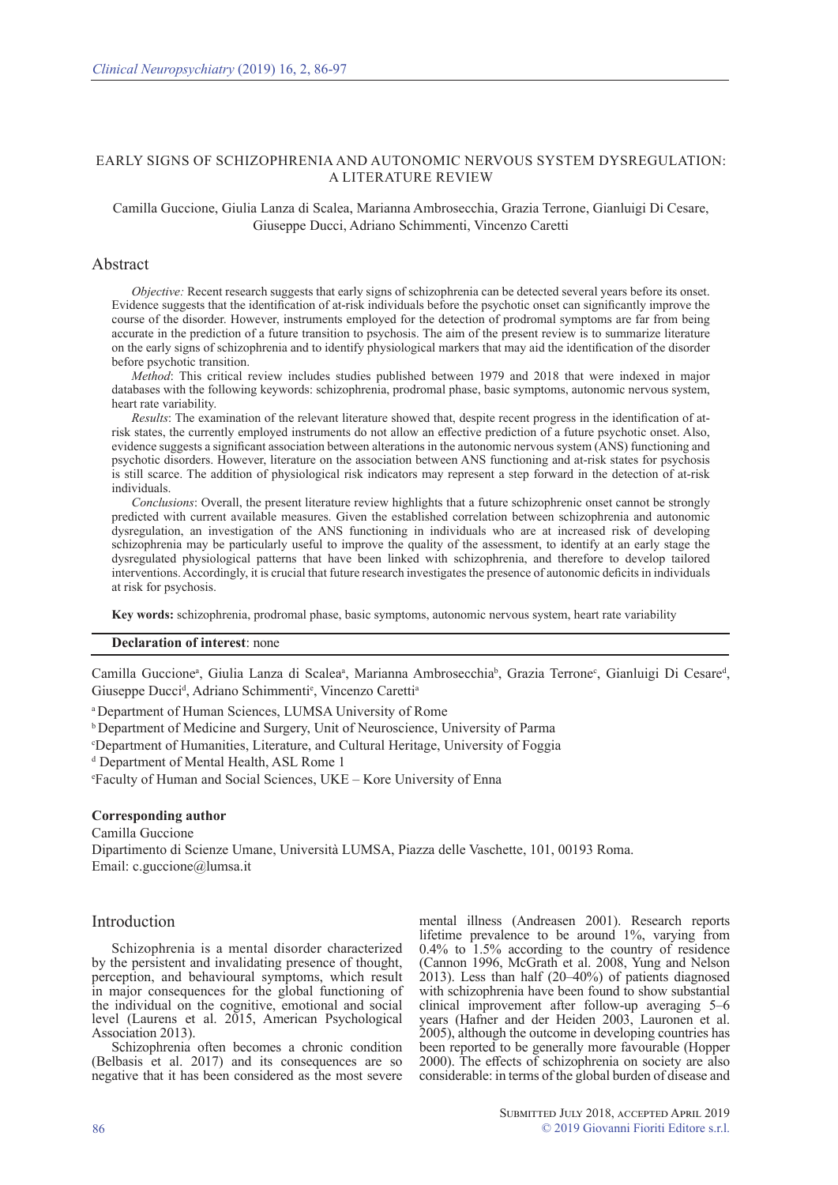# EARLY SIGNS OF SCHIZOPHRENIA AND AUTONOMIC NERVOUS SYSTEM DYSREGULATION: A LITERATURE REVIEW

Camilla Guccione, Giulia Lanza di Scalea, Marianna Ambrosecchia, Grazia Terrone, Gianluigi Di Cesare, Giuseppe Ducci, Adriano Schimmenti, Vincenzo Caretti

## Abstract

*Objective:* Recent research suggests that early signs of schizophrenia can be detected several years before its onset. Evidence suggests that the identification of at-risk individuals before the psychotic onset can significantly improve the course of the disorder. However, instruments employed for the detection of prodromal symptoms are far from being accurate in the prediction of a future transition to psychosis. The aim of the present review is to summarize literature on the early signs of schizophrenia and to identify physiological markers that may aid the identification of the disorder before psychotic transition.

*Method*: This critical review includes studies published between 1979 and 2018 that were indexed in major databases with the following keywords: schizophrenia, prodromal phase, basic symptoms, autonomic nervous system, heart rate variability.

*Results*: The examination of the relevant literature showed that, despite recent progress in the identification of at-risk states, the currently employed instruments do not allow an effective prediction of a future psychotic onset. Also, evidence suggests a significant association between alterations in the autonomic nervous system (ANS) functioning and psychotic disorders. However, literature on the association between ANS functioning and at-risk states for psychosis is still scarce. The addition of physiological risk indicators may represent a step forward in the detection of at-risk individuals.

*Conclusions*: Overall, the present literature review highlights that a future schizophrenic onset cannot be strongly predicted with current available measures. Given the established correlation between schizophrenia and autonomic dysregulation, an investigation of the ANS functioning in individuals who are at increased risk of developing schizophrenia may be particularly useful to improve the quality of the assessment, to identify at an early stage the dysregulated physiological patterns that have been linked with schizophrenia, and therefore to develop tailored interventions. Accordingly, it is crucial that future research investigates the presence of autonomic deficits in individuals at risk for psychosis.

**Key words:** schizophrenia, prodromal phase, basic symptoms, autonomic nervous system, heart rate variability

**Declaration of interest**: none

Camilla Guccione[a], Giulia Lanza di Scalea[a], Marianna Ambrosecchia[b], Grazia Terrone[c], Gianluigi Di Cesare[d], Giuseppe Ducci[d], Adriano Schimmenti[e], Vincenzo Caretti[a]

[a] Department of Human Sciences, LUMSA University of Rome

[b] Department of Medicine and Surgery, Unit of Neuroscience, University of Parma

[c] Department of Humanities, Literature, and Cultural Heritage, University of Foggia

[d] Department of Mental Health, ASL Rome 1

[e] Faculty of Human and Social Sciences, UKE – Kore University of Enna

**Corresponding author**

Camilla Guccione

Dipartimento di Scienze Umane, Università LUMSA, Piazza delle Vaschette, 101, 00193 Roma.

Email: c.guccione@lumsa.it

## Introduction

Schizophrenia is a mental disorder characterized by the persistent and invalidating presence of thought, perception, and behavioural symptoms, which result in major consequences for the global functioning of the individual on the cognitive, emotional and social level (Laurens et al. 2015, American Psychological Association 2013).

Schizophrenia often becomes a chronic condition (Belbasis et al. 2017) and its consequences are so negative that it has been considered as the most severe mental illness (Andreasen 2001). Research reports lifetime prevalence to be around 1%, varying from 0.4% to 1.5% according to the country of residence (Cannon 1996, McGrath et al. 2008, Yung and Nelson 2013). Less than half (20–40%) of patients diagnosed with schizophrenia have been found to show substantial clinical improvement after follow-up averaging 5–6 years (Hafner and der Heiden 2003, Lauronen et al. 2005), although the outcome in developing countries has been reported to be generally more favourable (Hopper 2000). The effects of schizophrenia on society are also considerable: in terms of the global burden of disease and

Submitted July 2018, accepted April 2019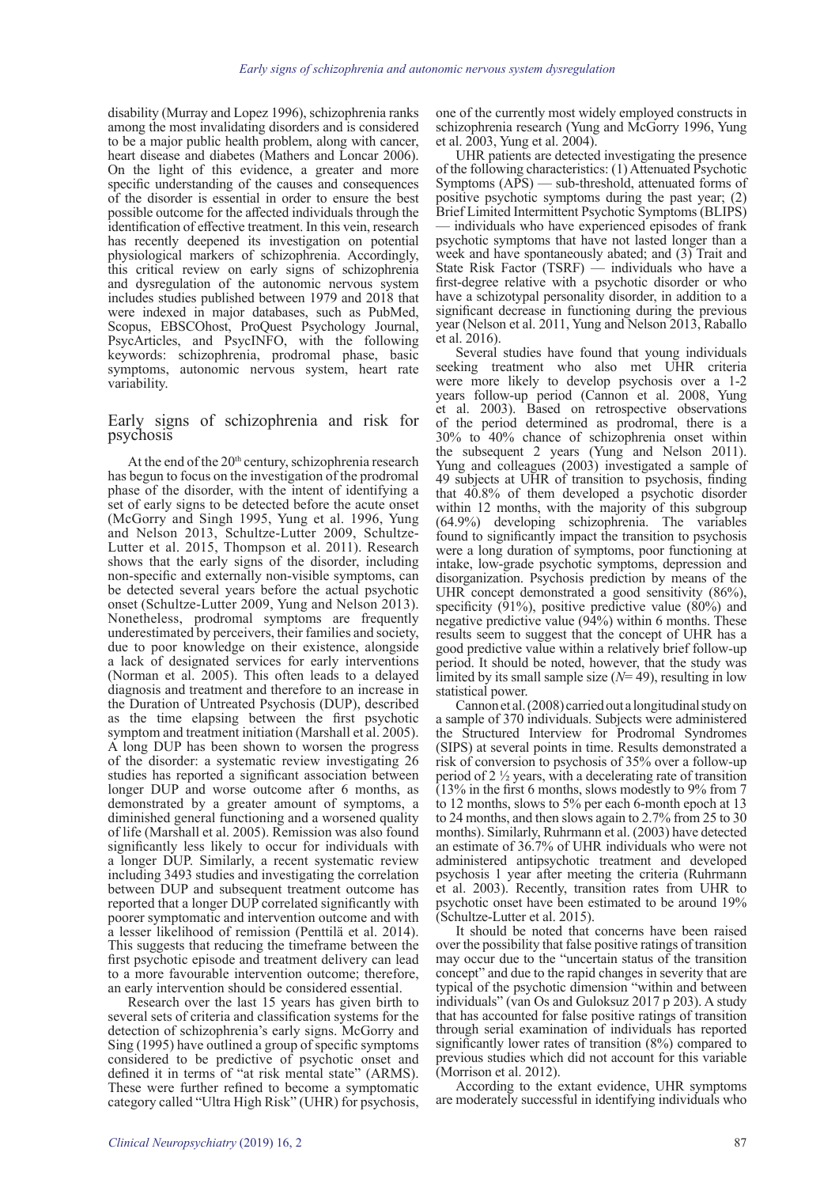disability (Murray and Lopez 1996), schizophrenia ranks among the most invalidating disorders and is considered to be a major public health problem, along with cancer, heart disease and diabetes (Mathers and Loncar 2006). On the light of this evidence, a greater and more specific understanding of the causes and consequences of the disorder is essential in order to ensure the best possible outcome for the affected individuals through the identification of effective treatment. In this vein, research has recently deepened its investigation on potential physiological markers of schizophrenia. Accordingly, this critical review on early signs of schizophrenia and dysregulation of the autonomic nervous system includes studies published between 1979 and 2018 that were indexed in major databases, such as PubMed, Scopus, EBSCOhost, ProQuest Psychology Journal, PsycArticles, and PsycINFO, with the following keywords: schizophrenia, prodromal phase, basic symptoms, autonomic nervous system, heart rate variability.

## Early signs of schizophrenia and risk for psychosis

At the end of the 20th century, schizophrenia research has begun to focus on the investigation of the prodromal phase of the disorder, with the intent of identifying a set of early signs to be detected before the acute onset (McGorry and Singh 1995, Yung et al. 1996, Yung and Nelson 2013, Schultze-Lutter 2009, Schultze-Lutter et al. 2015, Thompson et al. 2011). Research shows that the early signs of the disorder, including non-specific and externally non-visible symptoms, can be detected several years before the actual psychotic onset (Schultze-Lutter 2009, Yung and Nelson 2013). Nonetheless, prodromal symptoms are frequently underestimated by perceivers, their families and society, due to poor knowledge on their existence, alongside a lack of designated services for early interventions (Norman et al. 2005). This often leads to a delayed diagnosis and treatment and therefore to an increase in the Duration of Untreated Psychosis (DUP), described as the time elapsing between the first psychotic symptom and treatment initiation (Marshall et al. 2005). A long DUP has been shown to worsen the progress of the disorder: a systematic review investigating 26 studies has reported a significant association between longer DUP and worse outcome after 6 months, as demonstrated by a greater amount of symptoms, a diminished general functioning and a worsened quality of life (Marshall et al. 2005). Remission was also found significantly less likely to occur for individuals with a longer DUP. Similarly, a recent systematic review including 3493 studies and investigating the correlation between DUP and subsequent treatment outcome has reported that a longer DUP correlated significantly with poorer symptomatic and intervention outcome and with a lesser likelihood of remission (Penttilä et al. 2014). This suggests that reducing the timeframe between the first psychotic episode and treatment delivery can lead to a more favourable intervention outcome; therefore, an early intervention should be considered essential.

Research over the last 15 years has given birth to several sets of criteria and classification systems for the detection of schizophrenia's early signs. McGorry and Sing (1995) have outlined a group of specific symptoms considered to be predictive of psychotic onset and defined it in terms of "at risk mental state" (ARMS). These were further refined to become a symptomatic category called "Ultra High Risk" (UHR) for psychosis, one of the currently most widely employed constructs in schizophrenia research (Yung and McGorry 1996, Yung et al. 2003, Yung et al. 2004).

UHR patients are detected investigating the presence of the following characteristics: (1) Attenuated Psychotic Symptoms (APS) — sub-threshold, attenuated forms of positive psychotic symptoms during the past year; (2) Brief Limited Intermittent Psychotic Symptoms (BLIPS) — individuals who have experienced episodes of frank psychotic symptoms that have not lasted longer than a week and have spontaneously abated; and (3) Trait and State Risk Factor (TSRF) — individuals who have a first-degree relative with a psychotic disorder or who have a schizotypal personality disorder, in addition to a significant decrease in functioning during the previous year (Nelson et al. 2011, Yung and Nelson 2013, Raballo et al. 2016).

Several studies have found that young individuals seeking treatment who also met UHR criteria were more likely to develop psychosis over a 1-2 years follow-up period (Cannon et al. 2008, Yung et al. 2003). Based on retrospective observations of the period determined as prodromal, there is a 30% to 40% chance of schizophrenia onset within the subsequent 2 years (Yung and Nelson 2011). Yung and colleagues (2003) investigated a sample of 49 subjects at UHR of transition to psychosis, finding that 40.8% of them developed a psychotic disorder within 12 months, with the majority of this subgroup (64.9%) developing schizophrenia. The variables found to significantly impact the transition to psychosis were a long duration of symptoms, poor functioning at intake, low-grade psychotic symptoms, depression and disorganization. Psychosis prediction by means of the UHR concept demonstrated a good sensitivity (86%), specificity (91%), positive predictive value (80%) and negative predictive value (94%) within 6 months. These results seem to suggest that the concept of UHR has a good predictive value within a relatively brief follow-up period. It should be noted, however, that the study was limited by its small sample size ($N$= 49), resulting in low statistical power.

Cannon et al. (2008) carried out a longitudinal study on a sample of 370 individuals. Subjects were administered the Structured Interview for Prodromal Syndromes (SIPS) at several points in time. Results demonstrated a risk of conversion to psychosis of 35% over a follow-up period of 2 ½ years, with a decelerating rate of transition (13% in the first 6 months, slows modestly to 9% from 7 to 12 months, slows to 5% per each 6-month epoch at 13 to 24 months, and then slows again to 2.7% from 25 to 30 months). Similarly, Ruhrmann et al. (2003) have detected an estimate of 36.7% of UHR individuals who were not administered antipsychotic treatment and developed psychosis 1 year after meeting the criteria (Ruhrmann et al. 2003). Recently, transition rates from UHR to psychotic onset have been estimated to be around 19% (Schultze-Lutter et al. 2015).

It should be noted that concerns have been raised over the possibility that false positive ratings of transition may occur due to the "uncertain status of the transition concept" and due to the rapid changes in severity that are typical of the psychotic dimension "within and between individuals" (van Os and Guloksuz 2017 p 203). A study that has accounted for false positive ratings of transition through serial examination of individuals has reported significantly lower rates of transition (8%) compared to previous studies which did not account for this variable (Morrison et al. 2012).

According to the extant evidence, UHR symptoms are moderately successful in identifying individuals who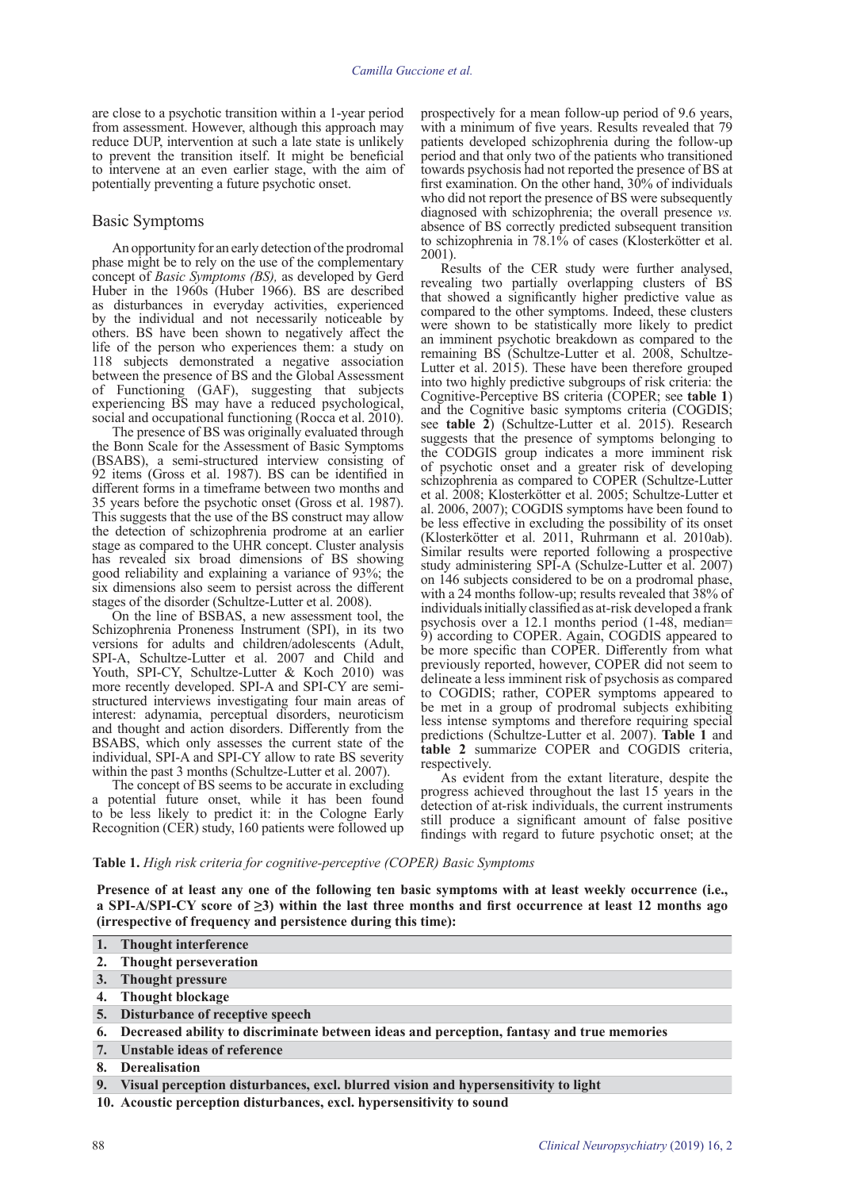are close to a psychotic transition within a 1-year period from assessment. However, although this approach may reduce DUP, intervention at such a late state is unlikely to prevent the transition itself. It might be beneficial to intervene at an even earlier stage, with the aim of potentially preventing a future psychotic onset.

## Basic Symptoms

An opportunity for an early detection of the prodromal phase might be to rely on the use of the complementary concept of *Basic Symptoms (BS),* as developed by Gerd Huber in the 1960s (Huber 1966). BS are described as disturbances in everyday activities, experienced by the individual and not necessarily noticeable by others. BS have been shown to negatively affect the life of the person who experiences them: a study on 118 subjects demonstrated a negative association between the presence of BS and the Global Assessment of Functioning (GAF), suggesting that subjects experiencing BS may have a reduced psychological, social and occupational functioning (Rocca et al. 2010).

The presence of BS was originally evaluated through the Bonn Scale for the Assessment of Basic Symptoms (BSABS), a semi-structured interview consisting of 92 items (Gross et al. 1987). BS can be identified in different forms in a timeframe between two months and 35 years before the psychotic onset (Gross et al. 1987). This suggests that the use of the BS construct may allow the detection of schizophrenia prodrome at an earlier stage as compared to the UHR concept. Cluster analysis has revealed six broad dimensions of BS showing good reliability and explaining a variance of 93%; the six dimensions also seem to persist across the different stages of the disorder (Schultze-Lutter et al. 2008).

On the line of BSBAS, a new assessment tool, the Schizophrenia Proneness Instrument (SPI), in its two versions for adults and children/adolescents (Adult, SPI-A, Schultze-Lutter et al. 2007 and Child and Youth, SPI-CY, Schultze-Lutter & Koch 2010) was more recently developed. SPI-A and SPI-CY are semi-structured interviews investigating four main areas of interest: adynamia, perceptual disorders, neuroticism and thought and action disorders. Differently from the BSABS, which only assesses the current state of the individual, SPI-A and SPI-CY allow to rate BS severity within the past 3 months (Schultze-Lutter et al. 2007).

The concept of BS seems to be accurate in excluding a potential future onset, while it has been found to be less likely to predict it: in the Cologne Early Recognition (CER) study, 160 patients were followed up prospectively for a mean follow-up period of 9.6 years, with a minimum of five years. Results revealed that 79 patients developed schizophrenia during the follow-up period and that only two of the patients who transitioned towards psychosis had not reported the presence of BS at first examination. On the other hand, 30% of individuals who did not report the presence of BS were subsequently diagnosed with schizophrenia; the overall presence *vs.* absence of BS correctly predicted subsequent transition to schizophrenia in 78.1% of cases (Klosterkötter et al. 2001).

Results of the CER study were further analysed, revealing two partially overlapping clusters of BS that showed a significantly higher predictive value as compared to the other symptoms. Indeed, these clusters were shown to be statistically more likely to predict an imminent psychotic breakdown as compared to the remaining BS (Schultze-Lutter et al. 2008, Schultze-Lutter et al. 2015). These have been therefore grouped into two highly predictive subgroups of risk criteria: the Cognitive-Perceptive BS criteria (COPER; see **table 1**) and the Cognitive basic symptoms criteria (COGDIS; see **table 2**) (Schultze-Lutter et al. 2015). Research suggests that the presence of symptoms belonging to the CODGIS group indicates a more imminent risk of psychotic onset and a greater risk of developing schizophrenia as compared to COPER (Schultze-Lutter et al. 2008; Klosterkötter et al. 2005; Schultze-Lutter et al. 2006, 2007); COGDIS symptoms have been found to be less effective in excluding the possibility of its onset (Klosterkötter et al. 2011, Ruhrmann et al. 2010ab). Similar results were reported following a prospective study administering SPI-A (Schulze-Lutter et al. 2007) on 146 subjects considered to be on a prodromal phase, with a 24 months follow-up; results revealed that 38% of individuals initially classified as at-risk developed a frank psychosis over a 12.1 months period (1-48, median= 9) according to COPER. Again, COGDIS appeared to be more specific than COPER. Differently from what previously reported, however, COPER did not seem to delineate a less imminent risk of psychosis as compared to COGDIS; rather, COPER symptoms appeared to be met in a group of prodromal subjects exhibiting less intense symptoms and therefore requiring special predictions (Schultze-Lutter et al. 2007). **Table 1** and **table 2** summarize COPER and COGDIS criteria, respectively.

As evident from the extant literature, despite the progress achieved throughout the last 15 years in the detection of at-risk individuals, the current instruments still produce a significant amount of false positive findings with regard to future psychotic onset; at the

**Table 1.** *High risk criteria for cognitive-perceptive (COPER) Basic Symptoms*

**Presence of at least any one of the following ten basic symptoms with at least weekly occurrence (i.e., a SPI-A/SPI-CY score of ≥3) within the last three months and first occurrence at least 12 months ago (irrespective of frequency and persistence during this time):**

| | |
|---|---|
| **1.** | **Thought interference** |
| **2.** | **Thought perseveration** |
| **3.** | **Thought pressure** |
| **4.** | **Thought blockage** |
| **5.** | **Disturbance of receptive speech** |
| **6.** | **Decreased ability to discriminate between ideas and perception, fantasy and true memories** |
| **7.** | **Unstable ideas of reference** |
| **8.** | **Derealisation** |
| **9.** | **Visual perception disturbances, excl. blurred vision and hypersensitivity to light** |
| **10.** | **Acoustic perception disturbances, excl. hypersensitivity to sound** |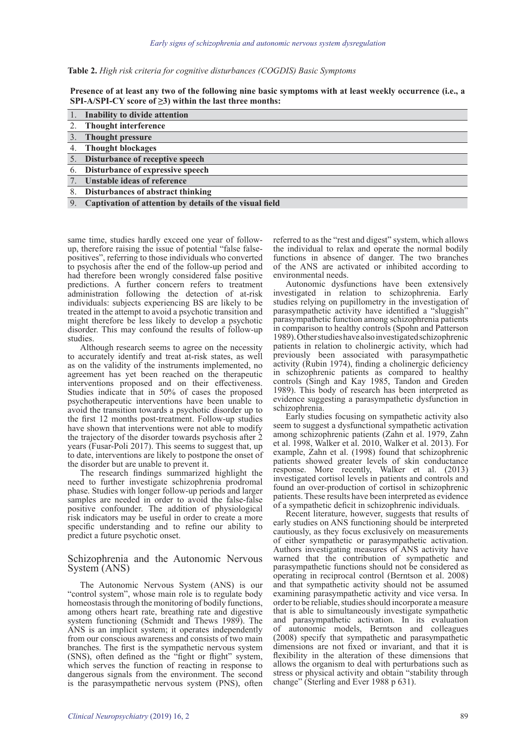**Table 2.** *High risk criteria for cognitive disturbances (COGDIS) Basic Symptoms*

**Presence of at least any two of the following nine basic symptoms with at least weekly occurrence (i.e., a SPI-A/SPI-CY score of ≥3) within the last three months:**

| | |
|---|---|
| 1. | **Inability to divide attention** |
| 2. | **Thought interference** |
| 3. | **Thought pressure** |
| 4. | **Thought blockages** |
| 5. | **Disturbance of receptive speech** |
| 6. | **Disturbance of expressive speech** |
| 7. | **Unstable ideas of reference** |
| 8. | **Disturbances of abstract thinking** |
| 9. | **Captivation of attention by details of the visual field** |

same time, studies hardly exceed one year of follow-up, therefore raising the issue of potential "false false-positives", referring to those individuals who converted to psychosis after the end of the follow-up period and had therefore been wrongly considered false positive predictions. A further concern refers to treatment administration following the detection of at-risk individuals: subjects experiencing BS are likely to be treated in the attempt to avoid a psychotic transition and might therefore be less likely to develop a psychotic disorder. This may confound the results of follow-up studies.

Although research seems to agree on the necessity to accurately identify and treat at-risk states, as well as on the validity of the instruments implemented, no agreement has yet been reached on the therapeutic interventions proposed and on their effectiveness. Studies indicate that in 50% of cases the proposed psychotherapeutic interventions have been unable to avoid the transition towards a psychotic disorder up to the first 12 months post-treatment. Follow-up studies have shown that interventions were not able to modify the trajectory of the disorder towards psychosis after 2 years (Fusar-Poli 2017). This seems to suggest that, up to date, interventions are likely to postpone the onset of the disorder but are unable to prevent it.

The research findings summarized highlight the need to further investigate schizophrenia prodromal phase. Studies with longer follow-up periods and larger samples are needed in order to avoid the false-false positive confounder. The addition of physiological risk indicators may be useful in order to create a more specific understanding and to refine our ability to predict a future psychotic onset.

## Schizophrenia and the Autonomic Nervous System (ANS)

The Autonomic Nervous System (ANS) is our "control system", whose main role is to regulate body homeostasis through the monitoring of bodily functions, among others heart rate, breathing rate and digestive system functioning (Schmidt and Thews 1989). The ANS is an implicit system; it operates independently from our conscious awareness and consists of two main branches. The first is the sympathetic nervous system (SNS), often defined as the "fight or flight" system, which serves the function of reacting in response to dangerous signals from the environment. The second is the parasympathetic nervous system (PNS), often referred to as the "rest and digest" system, which allows the individual to relax and operate the normal bodily functions in absence of danger. The two branches of the ANS are activated or inhibited according to environmental needs.

Autonomic dysfunctions have been extensively investigated in relation to schizophrenia. Early studies relying on pupillometry in the investigation of parasympathetic activity have identified a "sluggish" parasympathetic function among schizophrenia patients in comparison to healthy controls (Spohn and Patterson 1989). Other studies have also investigated schizophrenic patients in relation to cholinergic activity, which had previously been associated with parasympathetic activity (Rubin 1974), finding a cholinergic deficiency in schizophrenic patients as compared to healthy controls (Singh and Kay 1985, Tandon and Greden 1989). This body of research has been interpreted as evidence suggesting a parasympathetic dysfunction in schizophrenia.

Early studies focusing on sympathetic activity also seem to suggest a dysfunctional sympathetic activation among schizophrenic patients (Zahn et al. 1979, Zahn et al. 1998, Walker et al. 2010, Walker et al. 2013). For example, Zahn et al. (1998) found that schizophrenic patients showed greater levels of skin conductance response. More recently, Walker et al. (2013) investigated cortisol levels in patients and controls and found an over-production of cortisol in schizophrenic patients. These results have been interpreted as evidence of a sympathetic deficit in schizophrenic individuals.

Recent literature, however, suggests that results of early studies on ANS functioning should be interpreted cautiously, as they focus exclusively on measurements of either sympathetic or parasympathetic activation. Authors investigating measures of ANS activity have warned that the contribution of sympathetic and parasympathetic functions should not be considered as operating in reciprocal control (Berntson et al. 2008) and that sympathetic activity should not be assumed examining parasympathetic activity and vice versa. In order to be reliable, studies should incorporate a measure that is able to simultaneously investigate sympathetic and parasympathetic activation. In its evaluation of autonomic models, Berntson and colleagues (2008) specify that sympathetic and parasympathetic dimensions are not fixed or invariant, and that it is flexibility in the alteration of these dimensions that allows the organism to deal with perturbations such as stress or physical activity and obtain "stability through change" (Sterling and Ever 1988 p 631).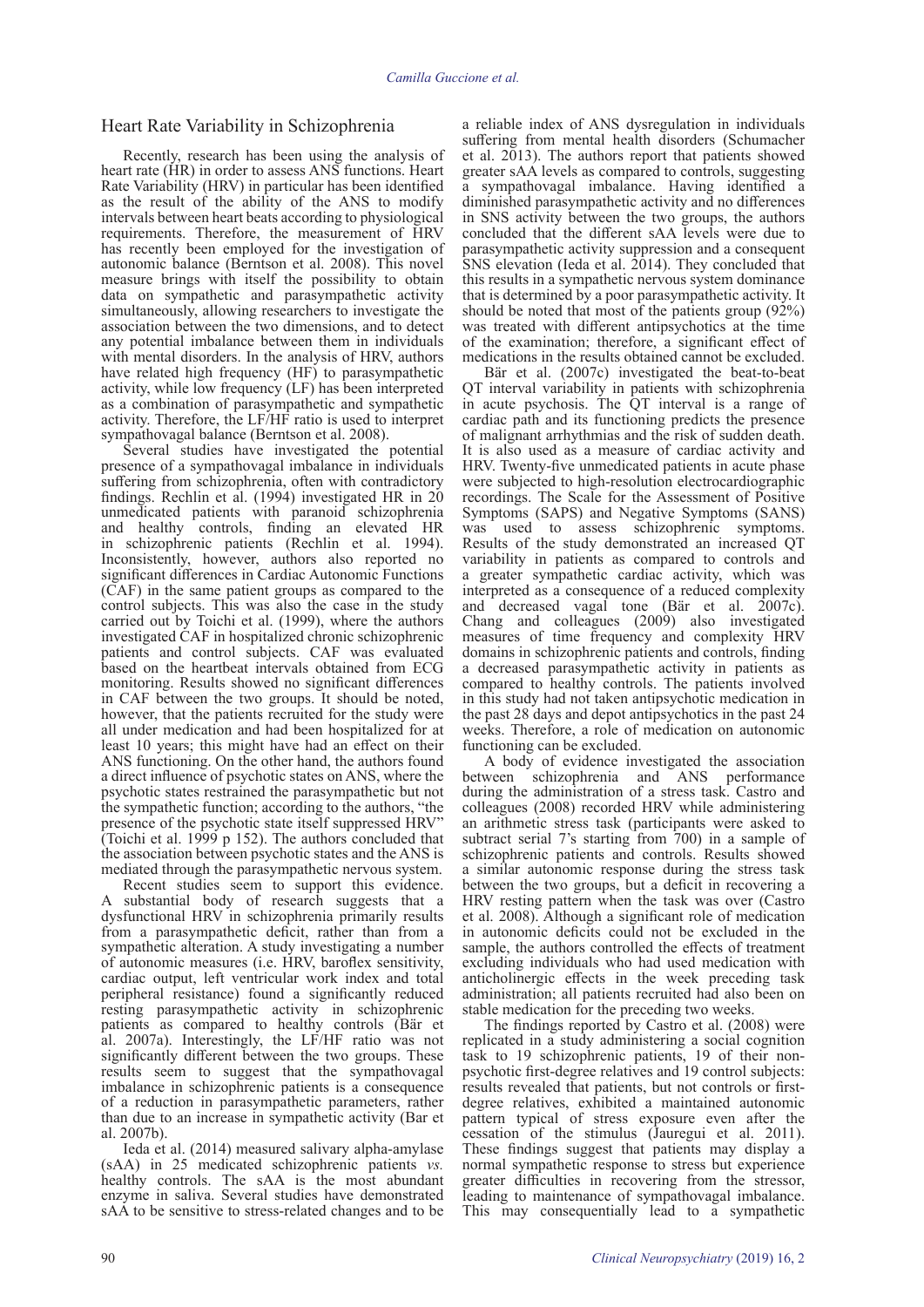## Heart Rate Variability in Schizophrenia

Recently, research has been using the analysis of heart rate (HR) in order to assess ANS functions. Heart Rate Variability (HRV) in particular has been identified as the result of the ability of the ANS to modify intervals between heart beats according to physiological requirements. Therefore, the measurement of HRV has recently been employed for the investigation of autonomic balance (Berntson et al. 2008). This novel measure brings with itself the possibility to obtain data on sympathetic and parasympathetic activity simultaneously, allowing researchers to investigate the association between the two dimensions, and to detect any potential imbalance between them in individuals with mental disorders. In the analysis of HRV, authors have related high frequency (HF) to parasympathetic activity, while low frequency (LF) has been interpreted as a combination of parasympathetic and sympathetic activity. Therefore, the LF/HF ratio is used to interpret sympathovagal balance (Berntson et al. 2008).

Several studies have investigated the potential presence of a sympathovagal imbalance in individuals suffering from schizophrenia, often with contradictory findings. Rechlin et al. (1994) investigated HR in 20 unmedicated patients with paranoid schizophrenia and healthy controls, finding an elevated HR in schizophrenic patients (Rechlin et al. 1994). Inconsistently, however, authors also reported no significant differences in Cardiac Autonomic Functions (CAF) in the same patient groups as compared to the control subjects. This was also the case in the study carried out by Toichi et al. (1999), where the authors investigated CAF in hospitalized chronic schizophrenic patients and control subjects. CAF was evaluated based on the heartbeat intervals obtained from ECG monitoring. Results showed no significant differences in CAF between the two groups. It should be noted, however, that the patients recruited for the study were all under medication and had been hospitalized for at least 10 years; this might have had an effect on their ANS functioning. On the other hand, the authors found a direct influence of psychotic states on ANS, where the psychotic states restrained the parasympathetic but not the sympathetic function; according to the authors, "the presence of the psychotic state itself suppressed HRV" (Toichi et al. 1999 p 152). The authors concluded that the association between psychotic states and the ANS is mediated through the parasympathetic nervous system.

Recent studies seem to support this evidence. A substantial body of research suggests that a dysfunctional HRV in schizophrenia primarily results from a parasympathetic deficit, rather than from a sympathetic alteration. A study investigating a number of autonomic measures (i.e. HRV, baroflex sensitivity, cardiac output, left ventricular work index and total peripheral resistance) found a significantly reduced resting parasympathetic activity in schizophrenic patients as compared to healthy controls (Bär et al. 2007a). Interestingly, the LF/HF ratio was not significantly different between the two groups. These results seem to suggest that the sympathovagal imbalance in schizophrenic patients is a consequence of a reduction in parasympathetic parameters, rather than due to an increase in sympathetic activity (Bar et al. 2007b).

Ieda et al. (2014) measured salivary alpha-amylase (sAA) in 25 medicated schizophrenic patients *vs.* healthy controls. The sAA is the most abundant enzyme in saliva. Several studies have demonstrated sAA to be sensitive to stress-related changes and to be a reliable index of ANS dysregulation in individuals suffering from mental health disorders (Schumacher et al. 2013). The authors report that patients showed greater sAA levels as compared to controls, suggesting a sympathovagal imbalance. Having identified a diminished parasympathetic activity and no differences in SNS activity between the two groups, the authors concluded that the different sAA levels were due to parasympathetic activity suppression and a consequent SNS elevation (Ieda et al. 2014). They concluded that this results in a sympathetic nervous system dominance that is determined by a poor parasympathetic activity. It should be noted that most of the patients group (92%) was treated with different antipsychotics at the time of the examination; therefore, a significant effect of medications in the results obtained cannot be excluded.

Bär et al. (2007c) investigated the beat-to-beat QT interval variability in patients with schizophrenia in acute psychosis. The QT interval is a range of cardiac path and its functioning predicts the presence of malignant arrhythmias and the risk of sudden death. It is also used as a measure of cardiac activity and HRV. Twenty-five unmedicated patients in acute phase were subjected to high-resolution electrocardiographic recordings. The Scale for the Assessment of Positive Symptoms (SAPS) and Negative Symptoms (SANS) was used to assess schizophrenic symptoms. Results of the study demonstrated an increased QT variability in patients as compared to controls and a greater sympathetic cardiac activity, which was interpreted as a consequence of a reduced complexity and decreased vagal tone (Bär et al. 2007c). Chang and colleagues (2009) also investigated measures of time frequency and complexity HRV domains in schizophrenic patients and controls, finding a decreased parasympathetic activity in patients as compared to healthy controls. The patients involved in this study had not taken antipsychotic medication in the past 28 days and depot antipsychotics in the past 24 weeks. Therefore, a role of medication on autonomic functioning can be excluded.

A body of evidence investigated the association between schizophrenia and ANS performance during the administration of a stress task. Castro and colleagues (2008) recorded HRV while administering an arithmetic stress task (participants were asked to subtract serial 7's starting from 700) in a sample of schizophrenic patients and controls. Results showed a similar autonomic response during the stress task between the two groups, but a deficit in recovering a HRV resting pattern when the task was over (Castro et al. 2008). Although a significant role of medication in autonomic deficits could not be excluded in the sample, the authors controlled the effects of treatment excluding individuals who had used medication with anticholinergic effects in the week preceding task administration; all patients recruited had also been on stable medication for the preceding two weeks.

The findings reported by Castro et al. (2008) were replicated in a study administering a social cognition task to 19 schizophrenic patients, 19 of their non-psychotic first-degree relatives and 19 control subjects: results revealed that patients, but not controls or first-degree relatives, exhibited a maintained autonomic pattern typical of stress exposure even after the cessation of the stimulus (Jauregui et al. 2011). These findings suggest that patients may display a normal sympathetic response to stress but experience greater difficulties in recovering from the stressor, leading to maintenance of sympathovagal imbalance. This may consequentially lead to a sympathetic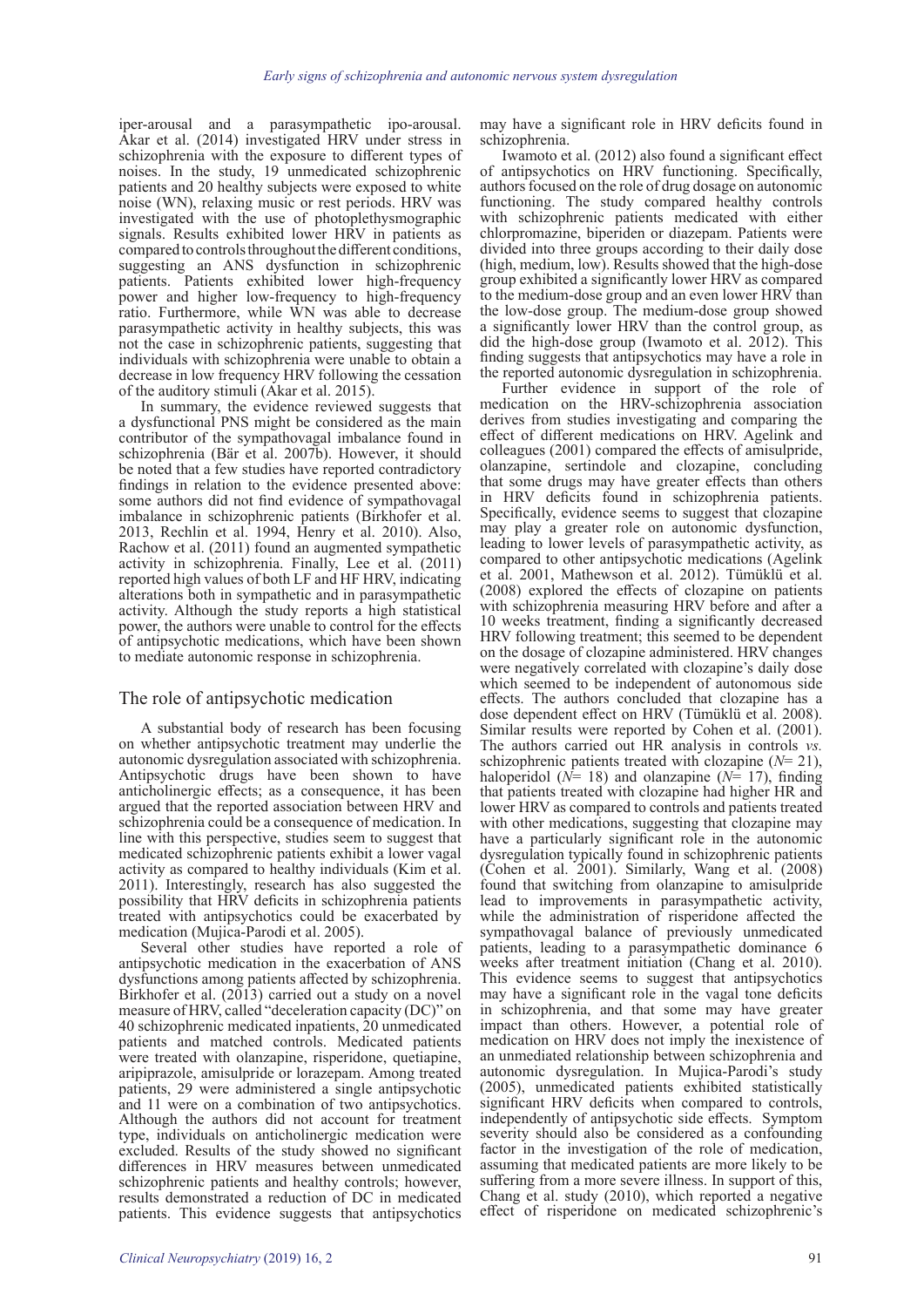iper-arousal and a parasympathetic ipo-arousal. Akar et al. (2014) investigated HRV under stress in schizophrenia with the exposure to different types of noises. In the study, 19 unmedicated schizophrenic patients and 20 healthy subjects were exposed to white noise (WN), relaxing music or rest periods. HRV was investigated with the use of photoplethysmographic signals. Results exhibited lower HRV in patients as compared to controls throughout the different conditions, suggesting an ANS dysfunction in schizophrenic patients. Patients exhibited lower high-frequency power and higher low-frequency to high-frequency ratio. Furthermore, while WN was able to decrease parasympathetic activity in healthy subjects, this was not the case in schizophrenic patients, suggesting that individuals with schizophrenia were unable to obtain a decrease in low frequency HRV following the cessation of the auditory stimuli (Akar et al. 2015).

In summary, the evidence reviewed suggests that a dysfunctional PNS might be considered as the main contributor of the sympathovagal imbalance found in schizophrenia (Bär et al. 2007b). However, it should be noted that a few studies have reported contradictory findings in relation to the evidence presented above: some authors did not find evidence of sympathovagal imbalance in schizophrenic patients (Birkhofer et al. 2013, Rechlin et al. 1994, Henry et al. 2010). Also, Rachow et al. (2011) found an augmented sympathetic activity in schizophrenia. Finally, Lee et al. (2011) reported high values of both LF and HF HRV, indicating alterations both in sympathetic and in parasympathetic activity. Although the study reports a high statistical power, the authors were unable to control for the effects of antipsychotic medications, which have been shown to mediate autonomic response in schizophrenia.

## The role of antipsychotic medication

A substantial body of research has been focusing on whether antipsychotic treatment may underlie the autonomic dysregulation associated with schizophrenia. Antipsychotic drugs have been shown to have anticholinergic effects; as a consequence, it has been argued that the reported association between HRV and schizophrenia could be a consequence of medication. In line with this perspective, studies seem to suggest that medicated schizophrenic patients exhibit a lower vagal activity as compared to healthy individuals (Kim et al. 2011). Interestingly, research has also suggested the possibility that HRV deficits in schizophrenia patients treated with antipsychotics could be exacerbated by medication (Mujica-Parodi et al. 2005).

Several other studies have reported a role of antipsychotic medication in the exacerbation of ANS dysfunctions among patients affected by schizophrenia. Birkhofer et al. (2013) carried out a study on a novel measure of HRV, called "deceleration capacity (DC)" on 40 schizophrenic medicated inpatients, 20 unmedicated patients and matched controls. Medicated patients were treated with olanzapine, risperidone, quetiapine, aripiprazole, amisulpride or lorazepam. Among treated patients, 29 were administered a single antipsychotic and 11 were on a combination of two antipsychotics. Although the authors did not account for treatment type, individuals on anticholinergic medication were excluded. Results of the study showed no significant differences in HRV measures between unmedicated schizophrenic patients and healthy controls; however, results demonstrated a reduction of DC in medicated patients. This evidence suggests that antipsychotics may have a significant role in HRV deficits found in schizophrenia.

Iwamoto et al. (2012) also found a significant effect of antipsychotics on HRV functioning. Specifically, authors focused on the role of drug dosage on autonomic functioning. The study compared healthy controls with schizophrenic patients medicated with either chlorpromazine, biperiden or diazepam. Patients were divided into three groups according to their daily dose (high, medium, low). Results showed that the high-dose group exhibited a significantly lower HRV as compared to the medium-dose group and an even lower HRV than the low-dose group. The medium-dose group showed a significantly lower HRV than the control group, as did the high-dose group (Iwamoto et al. 2012). This finding suggests that antipsychotics may have a role in the reported autonomic dysregulation in schizophrenia.

Further evidence in support of the role of medication on the HRV-schizophrenia association derives from studies investigating and comparing the effect of different medications on HRV. Agelink and colleagues (2001) compared the effects of amisulpride, olanzapine, sertindole and clozapine, concluding that some drugs may have greater effects than others in HRV deficits found in schizophrenia patients. Specifically, evidence seems to suggest that clozapine may play a greater role on autonomic dysfunction, leading to lower levels of parasympathetic activity, as compared to other antipsychotic medications (Agelink et al. 2001, Mathewson et al. 2012). Tümüklü et al. (2008) explored the effects of clozapine on patients with schizophrenia measuring HRV before and after a 10 weeks treatment, finding a significantly decreased HRV following treatment; this seemed to be dependent on the dosage of clozapine administered. HRV changes were negatively correlated with clozapine's daily dose which seemed to be independent of autonomous side effects. The authors concluded that clozapine has a dose dependent effect on HRV (Tümüklü et al. 2008). Similar results were reported by Cohen et al. (2001). The authors carried out HR analysis in controls *vs.* schizophrenic patients treated with clozapine (*N*= 21), haloperidol (*N*= 18) and olanzapine (*N*= 17), finding that patients treated with clozapine had higher HR and lower HRV as compared to controls and patients treated with other medications, suggesting that clozapine may have a particularly significant role in the autonomic dysregulation typically found in schizophrenic patients (Cohen et al. 2001). Similarly, Wang et al. (2008) found that switching from olanzapine to amisulpride lead to improvements in parasympathetic activity, while the administration of risperidone affected the sympathovagal balance of previously unmedicated patients, leading to a parasympathetic dominance 6 weeks after treatment initiation (Chang et al. 2010). This evidence seems to suggest that antipsychotics may have a significant role in the vagal tone deficits in schizophrenia, and that some may have greater impact than others. However, a potential role of medication on HRV does not imply the inexistence of an unmediated relationship between schizophrenia and autonomic dysregulation. In Mujica-Parodi's study (2005), unmedicated patients exhibited statistically significant HRV deficits when compared to controls, independently of antipsychotic side effects. Symptom severity should also be considered as a confounding factor in the investigation of the role of medication, assuming that medicated patients are more likely to be suffering from a more severe illness. In support of this, Chang et al. study (2010), which reported a negative effect of risperidone on medicated schizophrenic's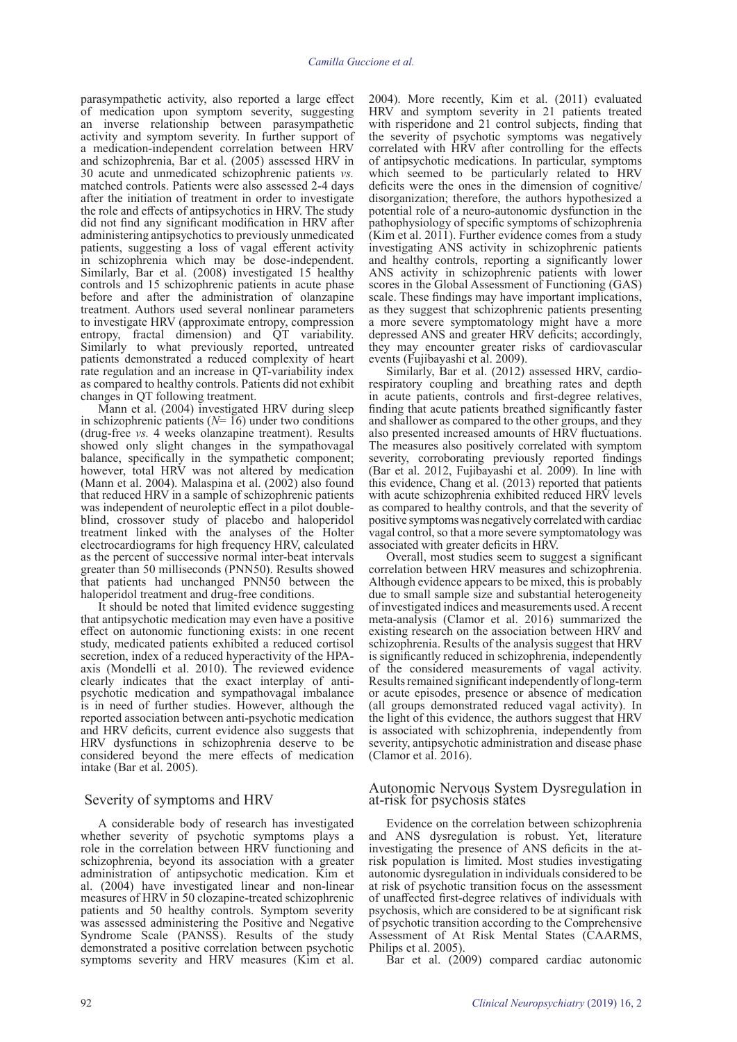parasympathetic activity, also reported a large effect of medication upon symptom severity, suggesting an inverse relationship between parasympathetic activity and symptom severity. In further support of a medication-independent correlation between HRV and schizophrenia, Bar et al. (2005) assessed HRV in 30 acute and unmedicated schizophrenic patients *vs.* matched controls. Patients were also assessed 2-4 days after the initiation of treatment in order to investigate the role and effects of antipsychotics in HRV. The study did not find any significant modification in HRV after administering antipsychotics to previously unmedicated patients, suggesting a loss of vagal efferent activity in schizophrenia which may be dose-independent. Similarly, Bar et al. (2008) investigated 15 healthy controls and 15 schizophrenic patients in acute phase before and after the administration of olanzapine treatment. Authors used several nonlinear parameters to investigate HRV (approximate entropy, compression entropy, fractal dimension) and QT variability. Similarly to what previously reported, untreated patients demonstrated a reduced complexity of heart rate regulation and an increase in QT-variability index as compared to healthy controls. Patients did not exhibit changes in QT following treatment.

Mann et al. (2004) investigated HRV during sleep in schizophrenic patients ($N$= 16) under two conditions (drug-free *vs.* 4 weeks olanzapine treatment). Results showed only slight changes in the sympathovagal balance, specifically in the sympathetic component; however, total HRV was not altered by medication (Mann et al. 2004). Malaspina et al. (2002) also found that reduced HRV in a sample of schizophrenic patients was independent of neuroleptic effect in a pilot double-blind, crossover study of placebo and haloperidol treatment linked with the analyses of the Holter electrocardiograms for high frequency HRV, calculated as the percent of successive normal inter-beat intervals greater than 50 milliseconds (PNN50). Results showed that patients had unchanged PNN50 between the haloperidol treatment and drug-free conditions.

It should be noted that limited evidence suggesting that antipsychotic medication may even have a positive effect on autonomic functioning exists: in one recent study, medicated patients exhibited a reduced cortisol secretion, index of a reduced hyperactivity of the HPA-axis (Mondelli et al. 2010). The reviewed evidence clearly indicates that the exact interplay of anti-psychotic medication and sympathovagal imbalance is in need of further studies. However, although the reported association between anti-psychotic medication and HRV deficits, current evidence also suggests that HRV dysfunctions in schizophrenia deserve to be considered beyond the mere effects of medication intake (Bar et al. 2005).

## Severity of symptoms and HRV

A considerable body of research has investigated whether severity of psychotic symptoms plays a role in the correlation between HRV functioning and schizophrenia, beyond its association with a greater administration of antipsychotic medication. Kim et al. (2004) have investigated linear and non-linear measures of HRV in 50 clozapine-treated schizophrenic patients and 50 healthy controls. Symptom severity was assessed administering the Positive and Negative Syndrome Scale (PANSS). Results of the study demonstrated a positive correlation between psychotic symptoms severity and HRV measures (Kim et al. 2004). More recently, Kim et al. (2011) evaluated HRV and symptom severity in 21 patients treated with risperidone and 21 control subjects, finding that the severity of psychotic symptoms was negatively correlated with HRV after controlling for the effects of antipsychotic medications. In particular, symptoms which seemed to be particularly related to HRV deficits were the ones in the dimension of cognitive/disorganization; therefore, the authors hypothesized a potential role of a neuro-autonomic dysfunction in the pathophysiology of specific symptoms of schizophrenia (Kim et al. 2011). Further evidence comes from a study investigating ANS activity in schizophrenic patients and healthy controls, reporting a significantly lower ANS activity in schizophrenic patients with lower scores in the Global Assessment of Functioning (GAS) scale. These findings may have important implications, as they suggest that schizophrenic patients presenting a more severe symptomatology might have a more depressed ANS and greater HRV deficits; accordingly, they may encounter greater risks of cardiovascular events (Fujibayashi et al. 2009).

Similarly, Bar et al. (2012) assessed HRV, cardio-respiratory coupling and breathing rates and depth in acute patients, controls and first-degree relatives, finding that acute patients breathed significantly faster and shallower as compared to the other groups, and they also presented increased amounts of HRV fluctuations. The measures also positively correlated with symptom severity, corroborating previously reported findings (Bar et al. 2012, Fujibayashi et al. 2009). In line with this evidence, Chang et al. (2013) reported that patients with acute schizophrenia exhibited reduced HRV levels as compared to healthy controls, and that the severity of positive symptoms was negatively correlated with cardiac vagal control, so that a more severe symptomatology was associated with greater deficits in HRV.

Overall, most studies seem to suggest a significant correlation between HRV measures and schizophrenia. Although evidence appears to be mixed, this is probably due to small sample size and substantial heterogeneity of investigated indices and measurements used. A recent meta-analysis (Clamor et al. 2016) summarized the existing research on the association between HRV and schizophrenia. Results of the analysis suggest that HRV is significantly reduced in schizophrenia, independently of the considered measurements of vagal activity. Results remained significant independently of long-term or acute episodes, presence or absence of medication (all groups demonstrated reduced vagal activity). In the light of this evidence, the authors suggest that HRV is associated with schizophrenia, independently from severity, antipsychotic administration and disease phase (Clamor et al. 2016).

## Autonomic Nervous System Dysregulation in at-risk for psychosis states

Evidence on the correlation between schizophrenia and ANS dysregulation is robust. Yet, literature investigating the presence of ANS deficits in the at-risk population is limited. Most studies investigating autonomic dysregulation in individuals considered to be at risk of psychotic transition focus on the assessment of unaffected first-degree relatives of individuals with psychosis, which are considered to be at significant risk of psychotic transition according to the Comprehensive Assessment of At Risk Mental States (CAARMS, Philips et al. 2005).

Bar et al. (2009) compared cardiac autonomic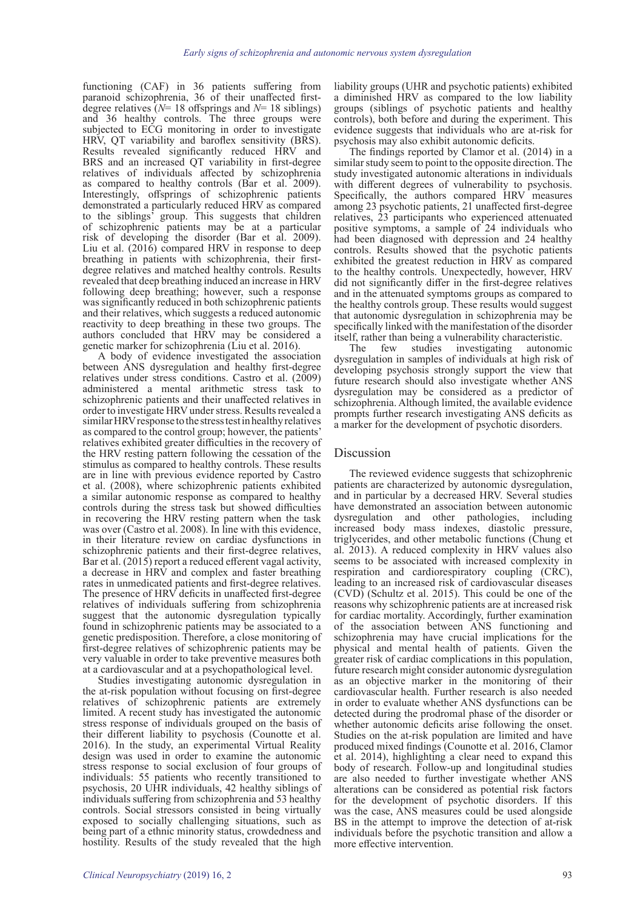functioning (CAF) in 36 patients suffering from paranoid schizophrenia, 36 of their unaffected first-degree relatives (*N*= 18 offsprings and *N*= 18 siblings) and 36 healthy controls. The three groups were subjected to ECG monitoring in order to investigate HRV, QT variability and baroflex sensitivity (BRS). Results revealed significantly reduced HRV and BRS and an increased QT variability in first-degree relatives of individuals affected by schizophrenia as compared to healthy controls (Bar et al. 2009). Interestingly, offsprings of schizophrenic patients demonstrated a particularly reduced HRV as compared to the siblings' group. This suggests that children of schizophrenic patients may be at a particular risk of developing the disorder (Bar et al. 2009). Liu et al. (2016) compared HRV in response to deep breathing in patients with schizophrenia, their first-degree relatives and matched healthy controls. Results revealed that deep breathing induced an increase in HRV following deep breathing; however, such a response was significantly reduced in both schizophrenic patients and their relatives, which suggests a reduced autonomic reactivity to deep breathing in these two groups. The authors concluded that HRV may be considered a genetic marker for schizophrenia (Liu et al. 2016).

A body of evidence investigated the association between ANS dysregulation and healthy first-degree relatives under stress conditions. Castro et al. (2009) administered a mental arithmetic stress task to schizophrenic patients and their unaffected relatives in order to investigate HRV under stress. Results revealed a similar HRV response to the stress test in healthy relatives as compared to the control group; however, the patients' relatives exhibited greater difficulties in the recovery of the HRV resting pattern following the cessation of the stimulus as compared to healthy controls. These results are in line with previous evidence reported by Castro et al. (2008), where schizophrenic patients exhibited a similar autonomic response as compared to healthy controls during the stress task but showed difficulties in recovering the HRV resting pattern when the task was over (Castro et al. 2008). In line with this evidence, in their literature review on cardiac dysfunctions in schizophrenic patients and their first-degree relatives, Bar et al. (2015) report a reduced efferent vagal activity, a decrease in HRV and complex and faster breathing rates in unmedicated patients and first-degree relatives. The presence of HRV deficits in unaffected first-degree relatives of individuals suffering from schizophrenia suggest that the autonomic dysregulation typically found in schizophrenic patients may be associated to a genetic predisposition. Therefore, a close monitoring of first-degree relatives of schizophrenic patients may be very valuable in order to take preventive measures both at a cardiovascular and at a psychopathological level.

Studies investigating autonomic dysregulation in the at-risk population without focusing on first-degree relatives of schizophrenic patients are extremely limited. A recent study has investigated the autonomic stress response of individuals grouped on the basis of their different liability to psychosis (Counotte et al. 2016). In the study, an experimental Virtual Reality design was used in order to examine the autonomic stress response to social exclusion of four groups of individuals: 55 patients who recently transitioned to psychosis, 20 UHR individuals, 42 healthy siblings of individuals suffering from schizophrenia and 53 healthy controls. Social stressors consisted in being virtually exposed to socially challenging situations, such as being part of a ethnic minority status, crowdedness and hostility. Results of the study revealed that the high liability groups (UHR and psychotic patients) exhibited a diminished HRV as compared to the low liability groups (siblings of psychotic patients and healthy controls), both before and during the experiment. This evidence suggests that individuals who are at-risk for psychosis may also exhibit autonomic deficits.

The findings reported by Clamor et al. (2014) in a similar study seem to point to the opposite direction. The study investigated autonomic alterations in individuals with different degrees of vulnerability to psychosis. Specifically, the authors compared HRV measures among 23 psychotic patients, 21 unaffected first-degree relatives, 23 participants who experienced attenuated positive symptoms, a sample of 24 individuals who had been diagnosed with depression and 24 healthy controls. Results showed that the psychotic patients exhibited the greatest reduction in HRV as compared to the healthy controls. Unexpectedly, however, HRV did not significantly differ in the first-degree relatives and in the attenuated symptoms groups as compared to the healthy controls group. These results would suggest that autonomic dysregulation in schizophrenia may be specifically linked with the manifestation of the disorder itself, rather than being a vulnerability characteristic.

The few studies investigating autonomic dysregulation in samples of individuals at high risk of developing psychosis strongly support the view that future research should also investigate whether ANS dysregulation may be considered as a predictor of schizophrenia. Although limited, the available evidence prompts further research investigating ANS deficits as a marker for the development of psychotic disorders.

## Discussion

The reviewed evidence suggests that schizophrenic patients are characterized by autonomic dysregulation, and in particular by a decreased HRV. Several studies have demonstrated an association between autonomic dysregulation and other pathologies, including increased body mass indexes, diastolic pressure, triglycerides, and other metabolic functions (Chung et al. 2013). A reduced complexity in HRV values also seems to be associated with increased complexity in respiration and cardiorespiratory coupling (CRC), leading to an increased risk of cardiovascular diseases (CVD) (Schultz et al. 2015). This could be one of the reasons why schizophrenic patients are at increased risk for cardiac mortality. Accordingly, further examination of the association between ANS functioning and schizophrenia may have crucial implications for the physical and mental health of patients. Given the greater risk of cardiac complications in this population, future research might consider autonomic dysregulation as an objective marker in the monitoring of their cardiovascular health. Further research is also needed in order to evaluate whether ANS dysfunctions can be detected during the prodromal phase of the disorder or whether autonomic deficits arise following the onset. Studies on the at-risk population are limited and have produced mixed findings (Counotte et al. 2016, Clamor et al. 2014), highlighting a clear need to expand this body of research. Follow-up and longitudinal studies are also needed to further investigate whether ANS alterations can be considered as potential risk factors for the development of psychotic disorders. If this was the case, ANS measures could be used alongside BS in the attempt to improve the detection of at-risk individuals before the psychotic transition and allow a more effective intervention.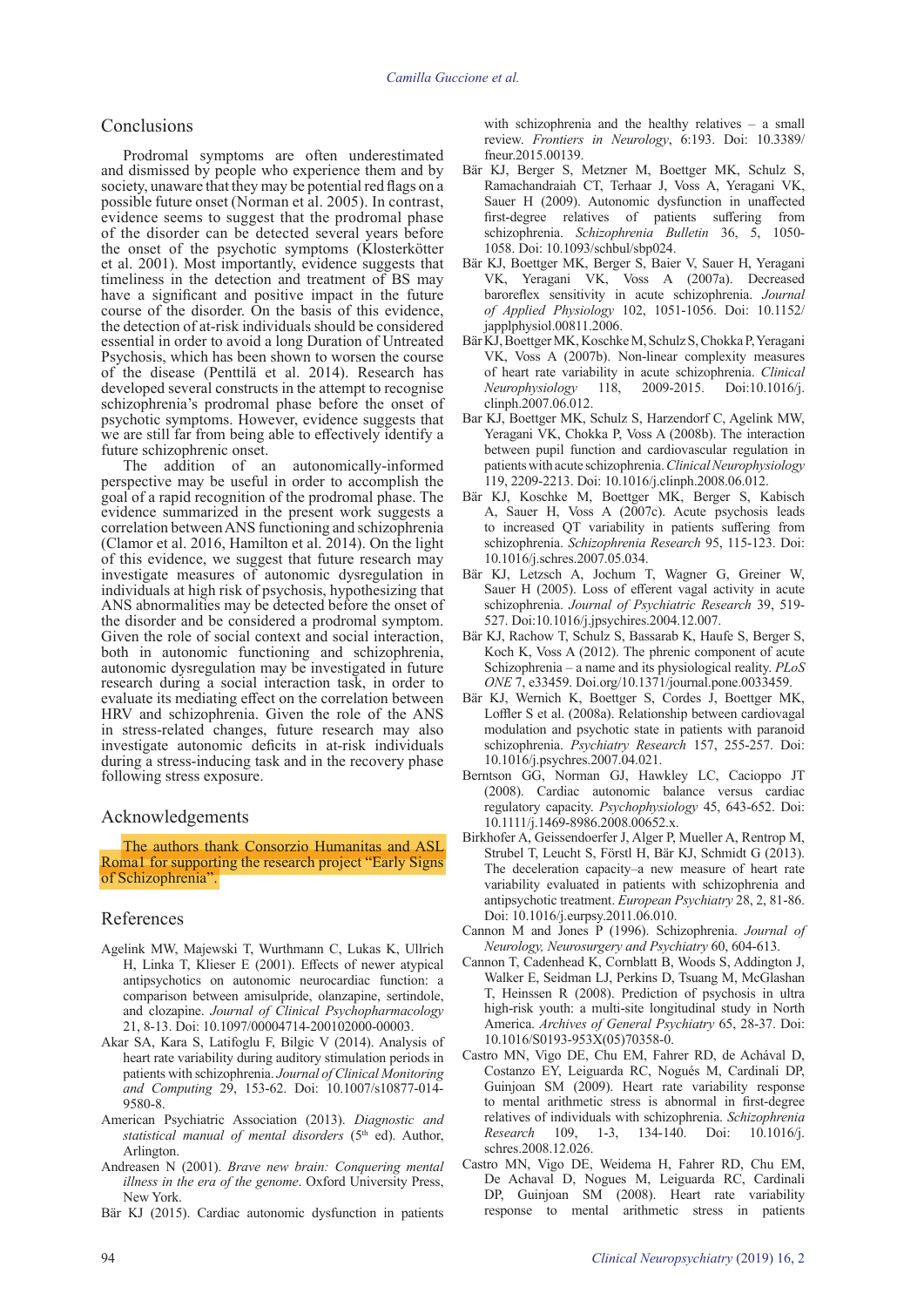## Conclusions

Prodromal symptoms are often underestimated and dismissed by people who experience them and by society, unaware that they may be potential red flags on a possible future onset (Norman et al. 2005). In contrast, evidence seems to suggest that the prodromal phase of the disorder can be detected several years before the onset of the psychotic symptoms (Klosterkötter et al. 2001). Most importantly, evidence suggests that timeliness in the detection and treatment of BS may have a significant and positive impact in the future course of the disorder. On the basis of this evidence, the detection of at-risk individuals should be considered essential in order to avoid a long Duration of Untreated Psychosis, which has been shown to worsen the course of the disease (Penttilä et al. 2014). Research has developed several constructs in the attempt to recognise schizophrenia's prodromal phase before the onset of psychotic symptoms. However, evidence suggests that we are still far from being able to effectively identify a future schizophrenic onset.

The addition of an autonomically-informed perspective may be useful in order to accomplish the goal of a rapid recognition of the prodromal phase. The evidence summarized in the present work suggests a correlation between ANS functioning and schizophrenia (Clamor et al. 2016, Hamilton et al. 2014). On the light of this evidence, we suggest that future research may investigate measures of autonomic dysregulation in individuals at high risk of psychosis, hypothesizing that ANS abnormalities may be detected before the onset of the disorder and be considered a prodromal symptom. Given the role of social context and social interaction, both in autonomic functioning and schizophrenia, autonomic dysregulation may be investigated in future research during a social interaction task, in order to evaluate its mediating effect on the correlation between HRV and schizophrenia. Given the role of the ANS in stress-related changes, future research may also investigate autonomic deficits in at-risk individuals during a stress-inducing task and in the recovery phase following stress exposure.

## Acknowledgements

The authors thank Consorzio Humanitas and ASL Roma1 for supporting the research project "Early Signs of Schizophrenia".

## References

Agelink MW, Majewski T, Wurthmann C, Lukas K, Ullrich H, Linka T, Klieser E (2001). Effects of newer atypical antipsychotics on autonomic neurocardiac function: a comparison between amisulpride, olanzapine, sertindole, and clozapine. *Journal of Clinical Psychopharmacology* 21, 8-13. Doi: 10.1097/00004714-200102000-00003.

Akar SA, Kara S, Latifoglu F, Bilgic V (2014). Analysis of heart rate variability during auditory stimulation periods in patients with schizophrenia. *Journal of Clinical Monitoring and Computing* 29, 153-62. Doi: 10.1007/s10877-014-9580-8.

American Psychiatric Association (2013). *Diagnostic and statistical manual of mental disorders* (5th ed). Author, Arlington.

Andreasen N (2001). *Brave new brain: Conquering mental illness in the era of the genome*. Oxford University Press, New York.

Bär KJ (2015). Cardiac autonomic dysfunction in patients with schizophrenia and the healthy relatives – a small review. *Frontiers in Neurology*, 6:193. Doi: 10.3389/fneur.2015.00139.

Bär KJ, Berger S, Metzner M, Boettger MK, Schulz S, Ramachandraiah CT, Terhaar J, Voss A, Yeragani VK, Sauer H (2009). Autonomic dysfunction in unaffected first-degree relatives of patients suffering from schizophrenia. *Schizophrenia Bulletin* 36, 5, 1050-1058. Doi: 10.1093/schbul/sbp024.

Bär KJ, Boettger MK, Berger S, Baier V, Sauer H, Yeragani VK, Yeragani VK, Voss A (2007a). Decreased baroreflex sensitivity in acute schizophrenia. *Journal of Applied Physiology* 102, 1051-1056. Doi: 10.1152/japplphysiol.00811.2006.

Bär KJ, Boettger MK, Koschke M, Schulz S, Chokka P, Yeragani VK, Voss A (2007b). Non-linear complexity measures of heart rate variability in acute schizophrenia. *Clinical Neurophysiology* 118, 2009-2015. Doi:10.1016/j.clinph.2007.06.012.

Bar KJ, Boettger MK, Schulz S, Harzendorf C, Agelink MW, Yeragani VK, Chokka P, Voss A (2008b). The interaction between pupil function and cardiovascular regulation in patients with acute schizophrenia. *Clinical Neurophysiology* 119, 2209-2213. Doi: 10.1016/j.clinph.2008.06.012.

Bär KJ, Koschke M, Boettger MK, Berger S, Kabisch A, Sauer H, Voss A (2007c). Acute psychosis leads to increased QT variability in patients suffering from schizophrenia. *Schizophrenia Research* 95, 115-123. Doi: 10.1016/j.schres.2007.05.034.

Bär KJ, Letzsch A, Jochum T, Wagner G, Greiner W, Sauer H (2005). Loss of efferent vagal activity in acute schizophrenia. *Journal of Psychiatric Research* 39, 519-527. Doi:10.1016/j.jpsychires.2004.12.007.

Bär KJ, Rachow T, Schulz S, Bassarab K, Haufe S, Berger S, Koch K, Voss A (2012). The phrenic component of acute Schizophrenia – a name and its physiological reality. *PLoS ONE* 7, e33459. Doi.org/10.1371/journal.pone.0033459.

Bär KJ, Wernich K, Boettger S, Cordes J, Boettger MK, Loffler S et al. (2008a). Relationship between cardiovagal modulation and psychotic state in patients with paranoid schizophrenia. *Psychiatry Research* 157, 255-257. Doi: 10.1016/j.psychres.2007.04.021.

Berntson GG, Norman GJ, Hawkley LC, Cacioppo JT (2008). Cardiac autonomic balance versus cardiac regulatory capacity. *Psychophysiology* 45, 643-652. Doi: 10.1111/j.1469-8986.2008.00652.x.

Birkhofer A, Geissendoerfer J, Alger P, Mueller A, Rentrop M, Strubel T, Leucht S, Förstl H, Bär KJ, Schmidt G (2013). The deceleration capacity–a new measure of heart rate variability evaluated in patients with schizophrenia and antipsychotic treatment. *European Psychiatry* 28, 2, 81-86. Doi: 10.1016/j.eurpsy.2011.06.010.

Cannon M and Jones P (1996). Schizophrenia. *Journal of Neurology, Neurosurgery and Psychiatry* 60, 604-613.

Cannon T, Cadenhead K, Cornblatt B, Woods S, Addington J, Walker E, Seidman LJ, Perkins D, Tsuang M, McGlashan T, Heinssen R (2008). Prediction of psychosis in ultra high-risk youth: a multi-site longitudinal study in North America. *Archives of General Psychiatry* 65, 28-37. Doi: 10.1016/S0193-953X(05)70358-0.

Castro MN, Vigo DE, Chu EM, Fahrer RD, de Achával D, Costanzo EY, Leiguarda RC, Nogués M, Cardinali DP, Guinjoan SM (2009). Heart rate variability response to mental arithmetic stress is abnormal in first-degree relatives of individuals with schizophrenia. *Schizophrenia Research* 109, 1-3, 134-140. Doi: 10.1016/j.schres.2008.12.026.

Castro MN, Vigo DE, Weidema H, Fahrer RD, Chu EM, De Achaval D, Nogues M, Leiguarda RC, Cardinali DP, Guinjoan SM (2008). Heart rate variability response to mental arithmetic stress in patients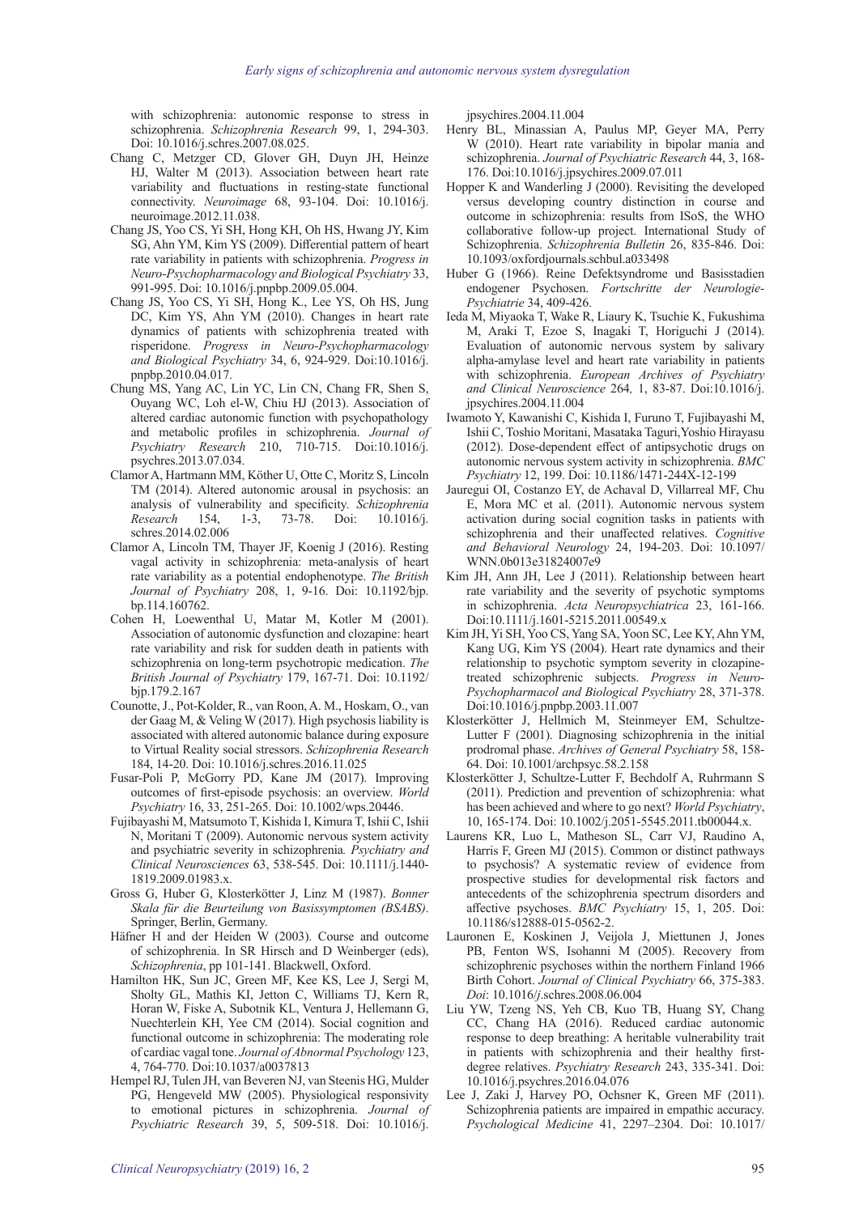with schizophrenia: autonomic response to stress in schizophrenia. *Schizophrenia Research* 99, 1, 294-303. Doi: 10.1016/j.schres.2007.08.025.

Chang C, Metzger CD, Glover GH, Duyn JH, Heinze HJ, Walter M (2013). Association between heart rate variability and fluctuations in resting-state functional connectivity. *Neuroimage* 68, 93-104. Doi: 10.1016/j.neuroimage.2012.11.038.

Chang JS, Yoo CS, Yi SH, Hong KH, Oh HS, Hwang JY, Kim SG, Ahn YM, Kim YS (2009). Differential pattern of heart rate variability in patients with schizophrenia. *Progress in Neuro-Psychopharmacology and Biological Psychiatry* 33, 991-995. Doi: 10.1016/j.pnpbp.2009.05.004.

Chang JS, Yoo CS, Yi SH, Hong K., Lee YS, Oh HS, Jung DC, Kim YS, Ahn YM (2010). Changes in heart rate dynamics of patients with schizophrenia treated with risperidone. *Progress in Neuro-Psychopharmacology and Biological Psychiatry* 34, 6, 924-929. Doi:10.1016/j.pnpbp.2010.04.017.

Chung MS, Yang AC, Lin YC, Lin CN, Chang FR, Shen S, Ouyang WC, Loh el-W, Chiu HJ (2013). Association of altered cardiac autonomic function with psychopathology and metabolic profiles in schizophrenia. *Journal of Psychiatry Research* 210, 710-715. Doi:10.1016/j.psychres.2013.07.034.

Clamor A, Hartmann MM, Köther U, Otte C, Moritz S, Lincoln TM (2014). Altered autonomic arousal in psychosis: an analysis of vulnerability and specificity. *Schizophrenia Research* 154, 1-3, 73-78. Doi: 10.1016/j.schres.2014.02.006

Clamor A, Lincoln TM, Thayer JF, Koenig J (2016). Resting vagal activity in schizophrenia: meta-analysis of heart rate variability as a potential endophenotype. *The British Journal of Psychiatry* 208, 1, 9-16. Doi: 10.1192/bjp.bp.114.160762.

Cohen H, Loewenthal U, Matar M, Kotler M (2001). Association of autonomic dysfunction and clozapine: heart rate variability and risk for sudden death in patients with schizophrenia on long-term psychotropic medication. *The British Journal of Psychiatry* 179, 167-71. Doi: 10.1192/bjp.179.2.167

Counotte, J., Pot-Kolder, R., van Roon, A. M., Hoskam, O., van der Gaag M, & Veling W (2017). High psychosis liability is associated with altered autonomic balance during exposure to Virtual Reality social stressors. *Schizophrenia Research* 184, 14-20. Doi: 10.1016/j.schres.2016.11.025

Fusar-Poli P, McGorry PD, Kane JM (2017). Improving outcomes of first-episode psychosis: an overview. *World Psychiatry* 16, 33, 251-265. Doi: 10.1002/wps.20446.

Fujibayashi M, Matsumoto T, Kishida I, Kimura T, Ishii C, Ishii N, Moritani T (2009). Autonomic nervous system activity and psychiatric severity in schizophrenia. *Psychiatry and Clinical Neurosciences* 63, 538-545. Doi: 10.1111/j.1440-1819.2009.01983.x.

Gross G, Huber G, Klosterkötter J, Linz M (1987). *Bonner Skala für die Beurteilung von Basissymptomen (BSABS)*. Springer, Berlin, Germany.

Häfner H and der Heiden W (2003). Course and outcome of schizophrenia. In SR Hirsch and D Weinberger (eds), *Schizophrenia*, pp 101-141. Blackwell, Oxford.

Hamilton HK, Sun JC, Green MF, Kee KS, Lee J, Sergi M, Sholty GL, Mathis KI, Jetton C, Williams TJ, Kern R, Horan W, Fiske A, Subotnik KL, Ventura J, Hellemann G, Nuechterlein KH, Yee CM (2014). Social cognition and functional outcome in schizophrenia: The moderating role of cardiac vagal tone. *Journal of Abnormal Psychology* 123, 4, 764-770. Doi:10.1037/a0037813

Hempel RJ, Tulen JH, van Beveren NJ, van Steenis HG, Mulder PG, Hengeveld MW (2005). Physiological responsivity to emotional pictures in schizophrenia. *Journal of Psychiatric Research* 39, 5, 509-518. Doi: 10.1016/j.jpsychires.2004.11.004

Henry BL, Minassian A, Paulus MP, Geyer MA, Perry W (2010). Heart rate variability in bipolar mania and schizophrenia. *Journal of Psychiatric Research* 44, 3, 168-176. Doi:10.1016/j.jpsychires.2009.07.011

Hopper K and Wanderling J (2000). Revisiting the developed versus developing country distinction in course and outcome in schizophrenia: results from ISoS, the WHO collaborative follow-up project. International Study of Schizophrenia. *Schizophrenia Bulletin* 26, 835-846. Doi: 10.1093/oxfordjournals.schbul.a033498

Huber G (1966). Reine Defektsyndrome und Basisstadien endogener Psychosen. *Fortschritte der Neurologie-Psychiatrie* 34, 409-426.

Ieda M, Miyaoka T, Wake R, Liaury K, Tsuchie K, Fukushima M, Araki T, Ezoe S, Inagaki T, Horiguchi J (2014). Evaluation of autonomic nervous system by salivary alpha-amylase level and heart rate variability in patients with schizophrenia. *European Archives of Psychiatry and Clinical Neuroscience* 264*,* 1, 83-87. Doi:10.1016/j.jpsychires.2004.11.004

Iwamoto Y, Kawanishi C, Kishida I, Furuno T, Fujibayashi M, Ishii C, Toshio Moritani, Masataka Taguri,Yoshio Hirayasu (2012). Dose-dependent effect of antipsychotic drugs on autonomic nervous system activity in schizophrenia. *BMC Psychiatry* 12, 199. Doi: 10.1186/1471-244X-12-199

Jauregui OI, Costanzo EY, de Achaval D, Villarreal MF, Chu E, Mora MC et al. (2011). Autonomic nervous system activation during social cognition tasks in patients with schizophrenia and their unaffected relatives. *Cognitive and Behavioral Neurology* 24, 194-203. Doi: 10.1097/WNN.0b013e31824007e9

Kim JH, Ann JH, Lee J (2011). Relationship between heart rate variability and the severity of psychotic symptoms in schizophrenia. *Acta Neuropsychiatrica* 23, 161-166. Doi:10.1111/j.1601-5215.2011.00549.x

Kim JH, Yi SH, Yoo CS, Yang SA, Yoon SC, Lee KY, Ahn YM, Kang UG, Kim YS (2004). Heart rate dynamics and their relationship to psychotic symptom severity in clozapine-treated schizophrenic subjects. *Progress in Neuro-Psychopharmacol and Biological Psychiatry* 28, 371-378. Doi:10.1016/j.pnpbp.2003.11.007

Klosterkötter J, Hellmich M, Steinmeyer EM, Schultze-Lutter F (2001). Diagnosing schizophrenia in the initial prodromal phase. *Archives of General Psychiatry* 58, 158-64. Doi: 10.1001/archpsyc.58.2.158

Klosterkötter J, Schultze-Lutter F, Bechdolf A, Ruhrmann S (2011). Prediction and prevention of schizophrenia: what has been achieved and where to go next? *World Psychiatry*, 10, 165-174. Doi: 10.1002/j.2051-5545.2011.tb00044.x.

Laurens KR, Luo L, Matheson SL, Carr VJ, Raudino A, Harris F, Green MJ (2015). Common or distinct pathways to psychosis? A systematic review of evidence from prospective studies for developmental risk factors and antecedents of the schizophrenia spectrum disorders and affective psychoses. *BMC Psychiatry* 15, 1, 205. Doi: 10.1186/s12888-015-0562-2.

Lauronen E, Koskinen J, Veijola J, Miettunen J, Jones PB, Fenton WS, Isohanni M (2005). Recovery from schizophrenic psychoses within the northern Finland 1966 Birth Cohort. *Journal of Clinical Psychiatry* 66, 375-383. *Doi*: 10.1016/j.schres.2008.06.004

Liu YW, Tzeng NS, Yeh CB, Kuo TB, Huang SY, Chang CC, Chang HA (2016). Reduced cardiac autonomic response to deep breathing: A heritable vulnerability trait in patients with schizophrenia and their healthy first-degree relatives. *Psychiatry Research* 243, 335-341. Doi: 10.1016/j.psychres.2016.04.076

Lee J, Zaki J, Harvey PO, Ochsner K, Green MF (2011). Schizophrenia patients are impaired in empathic accuracy. *Psychological Medicine* 41, 2297–2304. Doi: 10.1017/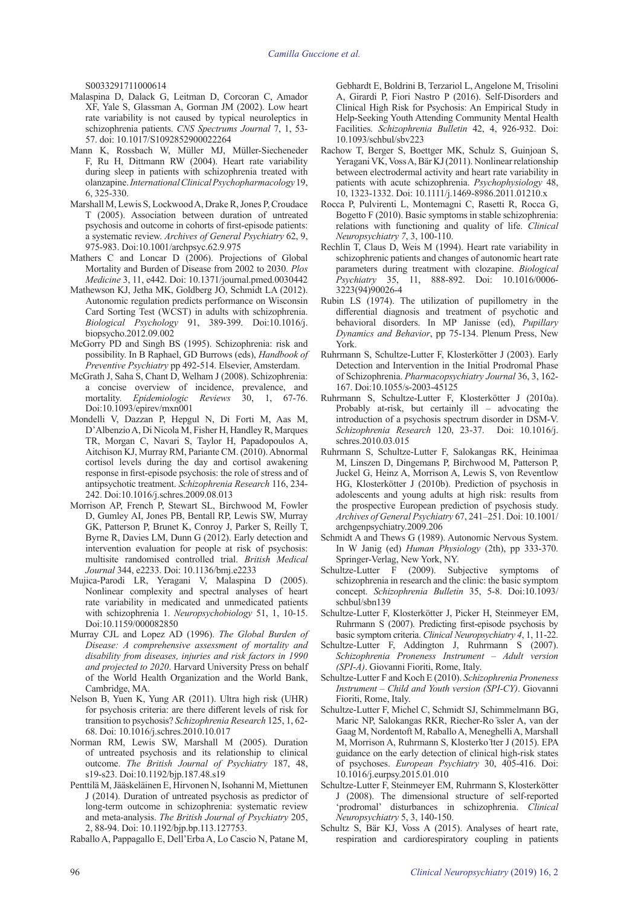S0033291711000614

Malaspina D, Dalack G, Leitman D, Corcoran C, Amador XF, Yale S, Glassman A, Gorman JM (2002). Low heart rate variability is not caused by typical neuroleptics in schizophrenia patients. *CNS Spectrums Journal* 7, 1, 53-57. doi: 10.1017/S1092852900022264

Mann K, Rossbach W, Müller MJ, Müller-Siecheneder F, Ru H, Dittmann RW (2004). Heart rate variability during sleep in patients with schizophrenia treated with olanzapine. *International Clinical Psychopharmacology* 19, 6, 325-330.

Marshall M, Lewis S, Lockwood A, Drake R, Jones P, Croudace T (2005). Association between duration of untreated psychosis and outcome in cohorts of first-episode patients: a systematic review. *Archives of General Psychiatry* 62, 9, 975-983. Doi:10.1001/archpsyc.62.9.975

Mathers C and Loncar D (2006). Projections of Global Mortality and Burden of Disease from 2002 to 2030. *Plos Medicine* 3, 11, e442. Doi: 10.1371/journal.pmed.0030442

Mathewson KJ, Jetha MK, Goldberg JO, Schmidt LA (2012). Autonomic regulation predicts performance on Wisconsin Card Sorting Test (WCST) in adults with schizophrenia. *Biological Psychology* 91, 389-399. Doi:10.1016/j.biopsycho.2012.09.002

McGorry PD and Singh BS (1995). Schizophrenia: risk and possibility. In B Raphael, GD Burrows (eds), *Handbook of Preventive Psychiatry* pp 492-514. Elsevier, Amsterdam.

McGrath J, Saha S, Chant D, Welham J (2008). Schizophrenia: a concise overview of incidence, prevalence, and mortality. *Epidemiologic Reviews* 30, 1, 67-76. Doi:10.1093/epirev/mxn001

Mondelli V, Dazzan P, Hepgul N, Di Forti M, Aas M, D'Albenzio A, Di Nicola M, Fisher H, Handley R, Marques TR, Morgan C, Navari S, Taylor H, Papadopoulos A, Aitchison KJ, Murray RM, Pariante CM. (2010). Abnormal cortisol levels during the day and cortisol awakening response in first-episode psychosis: the role of stress and of antipsychotic treatment. *Schizophrenia Research* 116, 234-242. Doi:10.1016/j.schres.2009.08.013

Morrison AP, French P, Stewart SL, Birchwood M, Fowler D, Gumley AI, Jones PB, Bentall RP, Lewis SW, Murray GK, Patterson P, Brunet K, Conroy J, Parker S, Reilly T, Byrne R, Davies LM, Dunn G (2012). Early detection and intervention evaluation for people at risk of psychosis: multisite randomised controlled trial. *British Medical Journal* 344, e2233. Doi: 10.1136/bmj.e2233

Mujica-Parodi LR, Yeragani V, Malaspina D (2005). Nonlinear complexity and spectral analyses of heart rate variability in medicated and unmedicated patients with schizophrenia 1. *Neuropsychobiology* 51, 1, 10-15. Doi:10.1159/000082850

Murray CJL and Lopez AD (1996). *The Global Burden of Disease: A comprehensive assessment of mortality and disability from diseases, injuries and risk factors in 1990 and projected to 2020*. Harvard University Press on behalf of the World Health Organization and the World Bank, Cambridge, MA.

Nelson B, Yuen K, Yung AR (2011). Ultra high risk (UHR) for psychosis criteria: are there different levels of risk for transition to psychosis? *Schizophrenia Research* 125, 1, 62-68. Doi: 10.1016/j.schres.2010.10.017

Norman RM, Lewis SW, Marshall M (2005). Duration of untreated psychosis and its relationship to clinical outcome. *The British Journal of Psychiatry* 187, 48, s19-s23. Doi:10.1192/bjp.187.48.s19

Penttilä M, Jääskeläinen E, Hirvonen N, Isohanni M, Miettunen J (2014). Duration of untreated psychosis as predictor of long-term outcome in schizophrenia: systematic review and meta-analysis. *The British Journal of Psychiatry* 205, 2, 88-94. Doi: 10.1192/bjp.bp.113.127753.

Raballo A, Pappagallo E, Dell'Erba A, Lo Cascio N, Patane M, Gebhardt E, Boldrini B, Terzariol L, Angelone M, Trisolini A, Girardi P, Fiori Nastro P (2016). Self-Disorders and Clinical High Risk for Psychosis: An Empirical Study in Help-Seeking Youth Attending Community Mental Health Facilities. *Schizophrenia Bulletin* 42, 4, 926-932. Doi: 10.1093/schbul/sbv223

Rachow T, Berger S, Boettger MK, Schulz S, Guinjoan S, Yeragani VK, Voss A, Bär KJ (2011). Nonlinear relationship between electrodermal activity and heart rate variability in patients with acute schizophrenia. *Psychophysiology* 48, 10, 1323-1332. Doi: 10.1111/j.1469-8986.2011.01210.x

Rocca P, Pulvirenti L, Montemagni C, Rasetti R, Rocca G, Bogetto F (2010). Basic symptoms in stable schizophrenia: relations with functioning and quality of life. *Clinical Neuropsychiatry 7*, 3, 100-110.

Rechlin T, Claus D, Weis M (1994). Heart rate variability in schizophrenic patients and changes of autonomic heart rate parameters during treatment with clozapine. *Biological Psychiatry* 35, 11, 888-892. Doi: 10.1016/0006-3223(94)90026-4

Rubin LS (1974). The utilization of pupillometry in the differential diagnosis and treatment of psychotic and behavioral disorders. In MP Janisse (ed), *Pupillary Dynamics and Behavior*, pp 75-134. Plenum Press, New York.

Ruhrmann S, Schultze-Lutter F, Klosterkötter J (2003). Early Detection and Intervention in the Initial Prodromal Phase of Schizophrenia. *Pharmacopsychiatry Journal* 36, 3, 162-167. Doi:10.1055/s-2003-45125

Ruhrmann S, Schultze-Lutter F, Klosterkötter J (2010a). Probably at-risk, but certainly ill – advocating the introduction of a psychosis spectrum disorder in DSM-V. *Schizophrenia Research* 120, 23-37. Doi: 10.1016/j.schres.2010.03.015

Ruhrmann S, Schultze-Lutter F, Salokangas RK, Heinimaa M, Linszen D, Dingemans P, Birchwood M, Patterson P, Juckel G, Heinz A, Morrison A, Lewis S, von Reventlow HG, Klosterkötter J (2010b). Prediction of psychosis in adolescents and young adults at high risk: results from the prospective European prediction of psychosis study. *Archives of General Psychiatry* 67, 241–251. Doi: 10.1001/archgenpsychiatry.2009.206

Schmidt A and Thews G (1989). Autonomic Nervous System. In W Janig (ed) *Human Physiology* (2th), pp 333-370. Springer-Verlag, New York, NY.

Schultze-Lutter F (2009). Subjective symptoms of schizophrenia in research and the clinic: the basic symptom concept. *Schizophrenia Bulletin* 35, 5-8. Doi:10.1093/schbul/sbn139

Schultze-Lutter F, Klosterkötter J, Picker H, Steinmeyer EM, Ruhrmann S (2007). Predicting first-episode psychosis by basic symptom criteria. *Clinical Neuropsychiatry 4*, 1, 11-22.

Schultze-Lutter F, Addington J, Ruhrmann S (2007). *Schizophrenia Proneness Instrument – Adult version (SPI-A)*. Giovanni Fioriti, Rome, Italy.

Schultze-Lutter F and Koch E (2010). *Schizophrenia Proneness Instrument – Child and Youth version (SPI-CY)*. Giovanni Fioriti, Rome, Italy.

Schultze-Lutter F, Michel C, Schmidt SJ, Schimmelmann BG, Maric NP, Salokangas RKR, Riecher-Rössler A, van der Gaag M, Nordentoft M, Raballo A, Meneghelli A, Marshall M, Morrison A, Ruhrmann S, Klosterkötter J (2015). EPA guidance on the early detection of clinical high-risk states of psychoses. *European Psychiatry* 30, 405-416. Doi: 10.1016/j.eurpsy.2015.01.010

Schultze-Lutter F, Steinmeyer EM, Ruhrmann S, Klosterkötter J (2008). The dimensional structure of self-reported 'prodromal' disturbances in schizophrenia. *Clinical Neuropsychiatry* 5, 3, 140-150.

Schultz S, Bär KJ, Voss A (2015). Analyses of heart rate, respiration and cardiorespiratory coupling in patients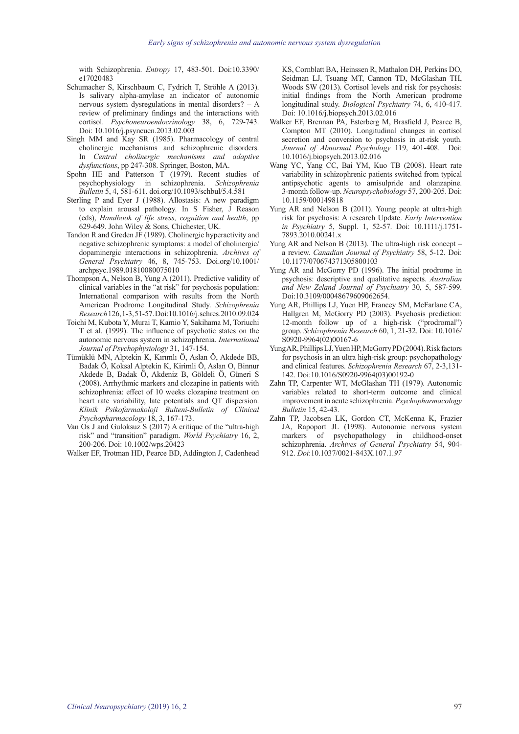with Schizophrenia. *Entropy* 17, 483-501. Doi:10.3390/e17020483

Schumacher S, Kirschbaum C, Fydrich T, Ströhle A (2013). Is salivary alpha-amylase an indicator of autonomic nervous system dysregulations in mental disorders? – A review of preliminary findings and the interactions with cortisol. *Psychoneuroendocrinology* 38, 6, 729-743. Doi: 10.1016/j.psyneuen.2013.02.003

Singh MM and Kay SR (1985). Pharmacology of central cholinergic mechanisms and schizophrenic disorders. In *Central cholinergic mechanisms and adaptive dysfunctions*, pp 247-308. Springer, Boston, MA.

Spohn HE and Patterson T (1979). Recent studies of psychophysiology in schizophrenia. *Schizophrenia Bulletin* 5, 4, 581-611. doi.org/10.1093/schbul/5.4.581

Sterling P and Eyer J (1988). Allostasis: A new paradigm to explain arousal pathology. In S Fisher, J Reason (eds), *Handbook of life stress, cognition and health*, pp 629-649. John Wiley & Sons, Chichester, UK.

Tandon R and Greden JF (1989). Cholinergic hyperactivity and negative schizophrenic symptoms: a model of cholinergic/dopaminergic interactions in schizophrenia. *Archives of General Psychiatry* 46, 8, 745-753. Doi.org/10.1001/archpsyc.1989.01810080075010

Thompson A, Nelson B, Yung A (2011). Predictive validity of clinical variables in the "at risk" for psychosis population: International comparison with results from the North American Prodrome Longitudinal Study. *Schizophrenia Research* 126, 1-3, 51-57. Doi:10.1016/j.schres.2010.09.024

Toichi M, Kubota Y, Murai T, Kamio Y, Sakihama M, Toriuchi T et al. (1999). The influence of psychotic states on the autonomic nervous system in schizophrenia. *International Journal of Psychophysiology* 31, 147-154.

Tümüklü MN, Alptekin K, Kırımlı Ö, Aslan Ö, Akdede BB, Badak Ö, Koksal Alptekin K, Kirimli Ö, Aslan O, Binnur Akdede B, Badak Ö, Akdeniz B, Göldeli Ö, Güneri S (2008). Arrhythmic markers and clozapine in patients with schizophrenia: effect of 10 weeks clozapine treatment on heart rate variability, late potentials and QT dispersion. *Klinik Psikofarmakoloji Bulteni-Bulletin of Clinical Psychopharmacology* 18, 3, 167-173.

Van Os J and Guloksuz S (2017) A critique of the "ultra-high risk" and "transition" paradigm. *World Psychiatry* 16, 2, 200-206. Doi: 10.1002/wps.20423

Walker EF, Trotman HD, Pearce BD, Addington J, Cadenhead KS, Cornblatt BA, Heinssen R, Mathalon DH, Perkins DO, Seidman LJ, Tsuang MT, Cannon TD, McGlashan TH, Woods SW (2013). Cortisol levels and risk for psychosis: initial findings from the North American prodrome longitudinal study. *Biological Psychiatry* 74, 6, 410-417. Doi: 10.1016/j.biopsych.2013.02.016

Walker EF, Brennan PA, Esterberg M, Brasfield J, Pearce B, Compton MT (2010). Longitudinal changes in cortisol secretion and conversion to psychosis in at-risk youth. *Journal of Abnormal Psychology* 119, 401-408. Doi: 10.1016/j.biopsych.2013.02.016

Wang YC, Yang CC, Bai YM, Kuo TB (2008). Heart rate variability in schizophrenic patients switched from typical antipsychotic agents to amisulpride and olanzapine. 3-month follow-up. *Neuropsychobiology* 57, 200-205. Doi: 10.1159/000149818

Yung AR and Nelson B (2011). Young people at ultra-high risk for psychosis: A research Update. *Early Intervention in Psychiatry* 5, Suppl. 1, 52-57. Doi: 10.1111/j.1751-7893.2010.00241.x

Yung AR and Nelson B (2013). The ultra-high risk concept – a review. *Canadian Journal of Psychiatry* 58, 5-12. Doi: 10.1177/070674371305800103

Yung AR and McGorry PD (1996). The initial prodrome in psychosis: descriptive and qualitative aspects. *Australian and New Zeland Journal of Psychiatry* 30, 5, 587-599. Doi:10.3109/00048679609062654.

Yung AR, Phillips LJ, Yuen HP, Francey SM, McFarlane CA, Hallgren M, McGorry PD (2003). Psychosis prediction: 12-month follow up of a high-risk ("prodromal") group. *Schizophrenia Research* 60, 1, 21-32. Doi: 10.1016/S0920-9964(02)00167-6

Yung AR, Phillips LJ, Yuen HP, McGorry PD (2004). Risk factors for psychosis in an ultra high-risk group: psychopathology and clinical features. *Schizophrenia Research* 67, 2-3, 131-142. Doi:10.1016/S0920-9964(03)00192-0

Zahn TP, Carpenter WT, McGlashan TH (1979). Autonomic variables related to short-term outcome and clinical improvement in acute schizophrenia. *Psychopharmacology Bulletin* 15, 42-43.

Zahn TP, Jacobsen LK, Gordon CT, McKenna K, Frazier JA, Rapoport JL (1998). Autonomic nervous system markers of psychopathology in childhood-onset schizophrenia. *Archives of General Psychiatry* 54, 904-912. *Doi*:10.1037/0021-843X.107.1.*97*